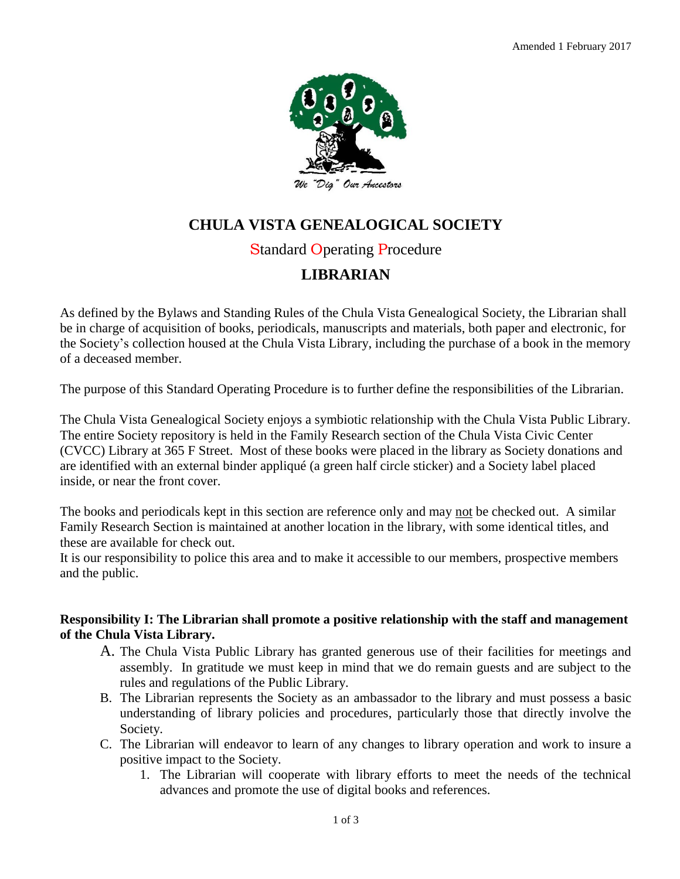Amended 1 February 2017

We "Dig" Our Ancestors

# CHULA VISTA GENEALOGICAL SOCIETY

## Standard Operating Procedure

## LIBRARIAN

As defined by the Bylaws and Standing Rules of the Chula Vista Genealogical Society, the Librarian shall be in charge of acquisition of books, periodicals, manuscripts and materials, both paper and electronic, for the Society's collection housed at the Chula Vista Library, including the purchase of a book in the memory of a deceased member.

The purpose of this Standard Operating Procedure is to further define the responsibilities of the Librarian.

The Chula Vista Genealogical Society enjoys a symbiotic relationship with the Chula Vista Public Library. The entire Society repository is held in the Family Research section of the Chula Vista Civic Center (CVCC) Library at 365 F Street. Most of these books were placed in the library as Society donations and are identified with an external binder appliqué (a green half circle sticker) and a Society label placed inside, or near the front cover.

The books and periodicals kept in this section are reference only and may not be checked out. A similar Family Research Section is maintained at another location in the library, with some identical titles, and these are available for check out.
It is our responsibility to police this area and to make it accessible to our members, prospective members and the public.

**Responsibility I: The Librarian shall promote a positive relationship with the staff and management of the Chula Vista Library.**

A. The Chula Vista Public Library has granted generous use of their facilities for meetings and assembly. In gratitude we must keep in mind that we do remain guests and are subject to the rules and regulations of the Public Library.
B. The Librarian represents the Society as an ambassador to the library and must possess a basic understanding of library policies and procedures, particularly those that directly involve the Society.
C. The Librarian will endeavor to learn of any changes to library operation and work to insure a positive impact to the Society.
    1. The Librarian will cooperate with library efforts to meet the needs of the technical advances and promote the use of digital books and references.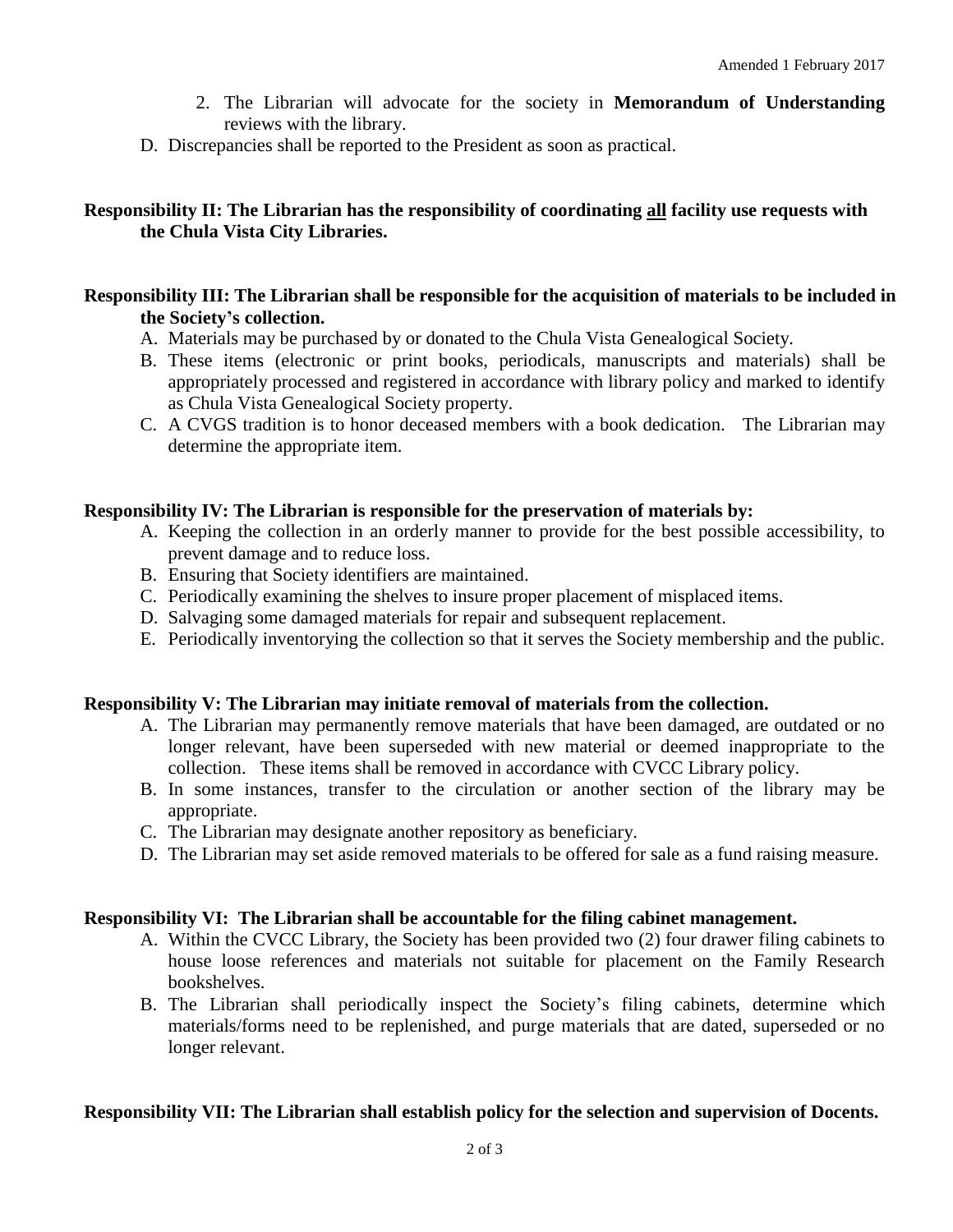2. The Librarian will advocate for the society in **Memorandum of Understanding** reviews with the library.

D. Discrepancies shall be reported to the President as soon as practical.

**Responsibility II: The Librarian has the responsibility of coordinating <u>all</u> facility use requests with the Chula Vista City Libraries.**

**Responsibility III: The Librarian shall be responsible for the acquisition of materials to be included in the Society's collection.**

A. Materials may be purchased by or donated to the Chula Vista Genealogical Society.

B. These items (electronic or print books, periodicals, manuscripts and materials) shall be appropriately processed and registered in accordance with library policy and marked to identify as Chula Vista Genealogical Society property.

C. A CVGS tradition is to honor deceased members with a book dedication. The Librarian may determine the appropriate item.

**Responsibility IV: The Librarian is responsible for the preservation of materials by:**

A. Keeping the collection in an orderly manner to provide for the best possible accessibility, to prevent damage and to reduce loss.

B. Ensuring that Society identifiers are maintained.

C. Periodically examining the shelves to insure proper placement of misplaced items.

D. Salvaging some damaged materials for repair and subsequent replacement.

E. Periodically inventorying the collection so that it serves the Society membership and the public.

**Responsibility V: The Librarian may initiate removal of materials from the collection.**

A. The Librarian may permanently remove materials that have been damaged, are outdated or no longer relevant, have been superseded with new material or deemed inappropriate to the collection. These items shall be removed in accordance with CVCC Library policy.

B. In some instances, transfer to the circulation or another section of the library may be appropriate.

C. The Librarian may designate another repository as beneficiary.

D. The Librarian may set aside removed materials to be offered for sale as a fund raising measure.

**Responsibility VI: The Librarian shall be accountable for the filing cabinet management.**

A. Within the CVCC Library, the Society has been provided two (2) four drawer filing cabinets to house loose references and materials not suitable for placement on the Family Research bookshelves.

B. The Librarian shall periodically inspect the Society's filing cabinets, determine which materials/forms need to be replenished, and purge materials that are dated, superseded or no longer relevant.

**Responsibility VII: The Librarian shall establish policy for the selection and supervision of Docents.**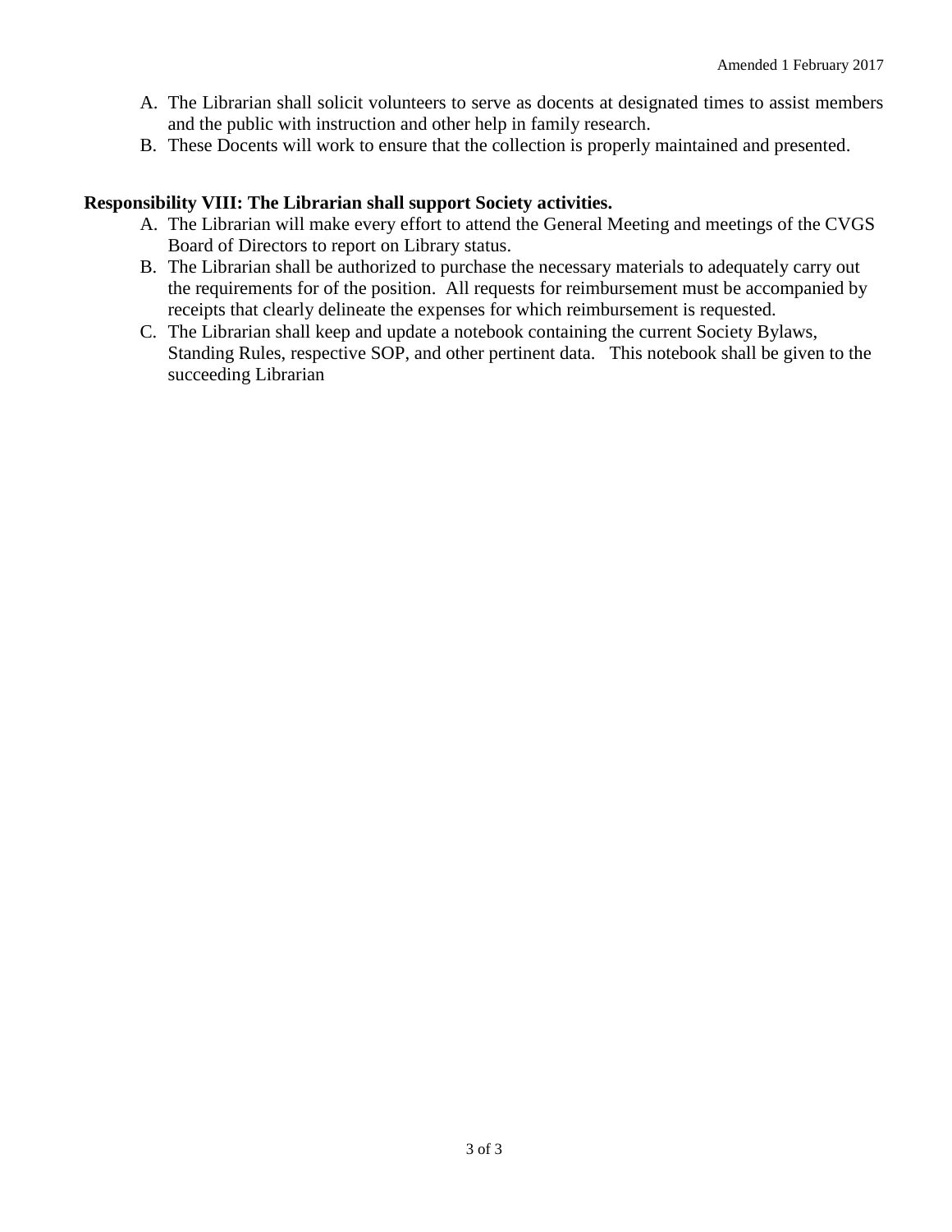A. The Librarian shall solicit volunteers to serve as docents at designated times to assist members and the public with instruction and other help in family research.
B. These Docents will work to ensure that the collection is properly maintained and presented.

**Responsibility VIII: The Librarian shall support Society activities.**

A. The Librarian will make every effort to attend the General Meeting and meetings of the CVGS Board of Directors to report on Library status.
B. The Librarian shall be authorized to purchase the necessary materials to adequately carry out the requirements for of the position. All requests for reimbursement must be accompanied by receipts that clearly delineate the expenses for which reimbursement is requested.
C. The Librarian shall keep and update a notebook containing the current Society Bylaws, Standing Rules, respective SOP, and other pertinent data. This notebook shall be given to the succeeding Librarian